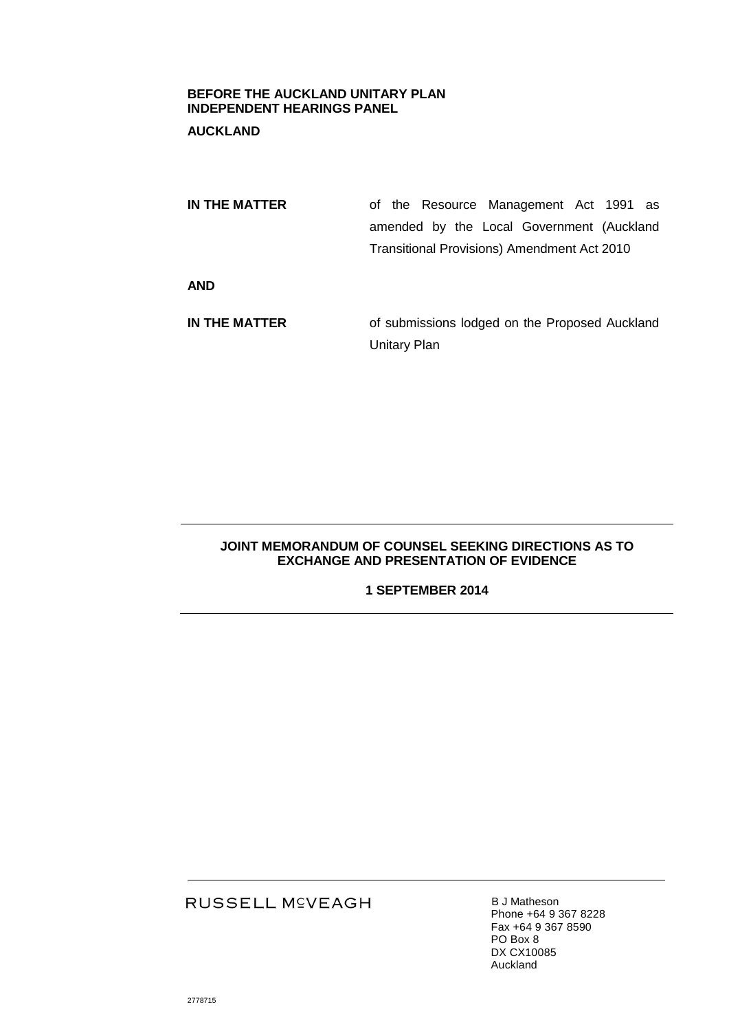**BEFORE THE AUCKLAND UNITARY PLAN INDEPENDENT HEARINGS PANEL**

**AUCKLAND**

| | |
|---|---|
| **IN THE MATTER** | of the Resource Management Act 1991 as amended by the Local Government (Auckland Transitional Provisions) Amendment Act 2010 |
| **AND** | |
| **IN THE MATTER** | of submissions lodged on the Proposed Auckland Unitary Plan |

---

**JOINT MEMORANDUM OF COUNSEL SEEKING DIRECTIONS AS TO EXCHANGE AND PRESENTATION OF EVIDENCE**

**1 SEPTEMBER 2014**

---

RUSSELL McVEAGH

B J Matheson
Phone +64 9 367 8228
Fax +64 9 367 8590
PO Box 8
DX CX10085
Auckland

2778715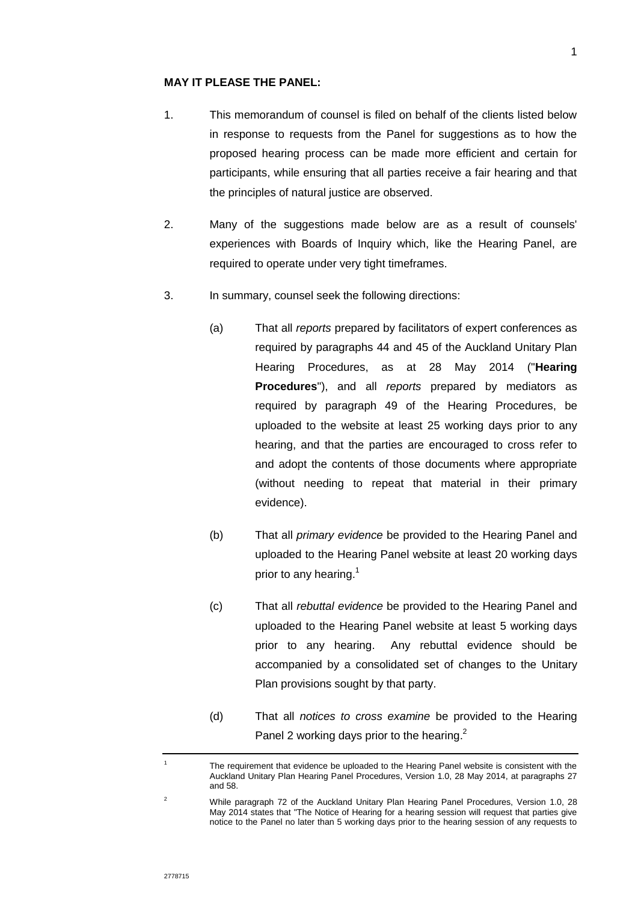**MAY IT PLEASE THE PANEL:**

1. This memorandum of counsel is filed on behalf of the clients listed below in response to requests from the Panel for suggestions as to how the proposed hearing process can be made more efficient and certain for participants, while ensuring that all parties receive a fair hearing and that the principles of natural justice are observed.

2. Many of the suggestions made below are as a result of counsels' experiences with Boards of Inquiry which, like the Hearing Panel, are required to operate under very tight timeframes.

3. In summary, counsel seek the following directions:

   (a) That all *reports* prepared by facilitators of expert conferences as required by paragraphs 44 and 45 of the Auckland Unitary Plan Hearing Procedures, as at 28 May 2014 ("**Hearing Procedures**"), and all *reports* prepared by mediators as required by paragraph 49 of the Hearing Procedures, be uploaded to the website at least 25 working days prior to any hearing, and that the parties are encouraged to cross refer to and adopt the contents of those documents where appropriate (without needing to repeat that material in their primary evidence).

   (b) That all *primary evidence* be provided to the Hearing Panel and uploaded to the Hearing Panel website at least 20 working days prior to any hearing.[1]

   (c) That all *rebuttal evidence* be provided to the Hearing Panel and uploaded to the Hearing Panel website at least 5 working days prior to any hearing. Any rebuttal evidence should be accompanied by a consolidated set of changes to the Unitary Plan provisions sought by that party.

   (d) That all *notices to cross examine* be provided to the Hearing Panel 2 working days prior to the hearing.[2]

---

[1] The requirement that evidence be uploaded to the Hearing Panel website is consistent with the Auckland Unitary Plan Hearing Panel Procedures, Version 1.0, 28 May 2014, at paragraphs 27 and 58.

[2] While paragraph 72 of the Auckland Unitary Plan Hearing Panel Procedures, Version 1.0, 28 May 2014 states that "The Notice of Hearing for a hearing session will request that parties give notice to the Panel no later than 5 working days prior to the hearing session of any requests to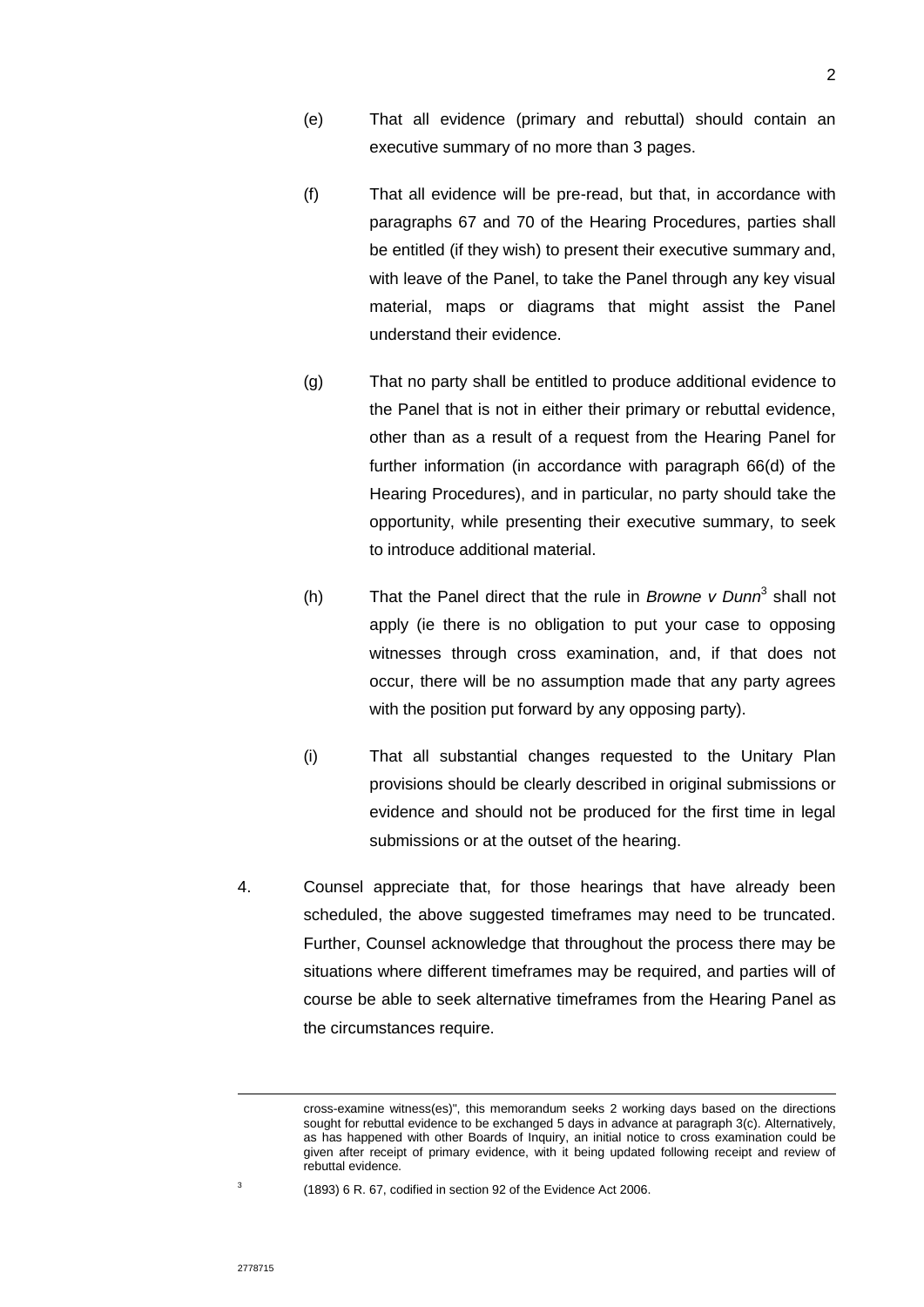(e) That all evidence (primary and rebuttal) should contain an executive summary of no more than 3 pages.

(f) That all evidence will be pre-read, but that, in accordance with paragraphs 67 and 70 of the Hearing Procedures, parties shall be entitled (if they wish) to present their executive summary and, with leave of the Panel, to take the Panel through any key visual material, maps or diagrams that might assist the Panel understand their evidence.

(g) That no party shall be entitled to produce additional evidence to the Panel that is not in either their primary or rebuttal evidence, other than as a result of a request from the Hearing Panel for further information (in accordance with paragraph 66(d) of the Hearing Procedures), and in particular, no party should take the opportunity, while presenting their executive summary, to seek to introduce additional material.

(h) That the Panel direct that the rule in *Browne v Dunn*[3] shall not apply (ie there is no obligation to put your case to opposing witnesses through cross examination, and, if that does not occur, there will be no assumption made that any party agrees with the position put forward by any opposing party).

(i) That all substantial changes requested to the Unitary Plan provisions should be clearly described in original submissions or evidence and should not be produced for the first time in legal submissions or at the outset of the hearing.

4. Counsel appreciate that, for those hearings that have already been scheduled, the above suggested timeframes may need to be truncated. Further, Counsel acknowledge that throughout the process there may be situations where different timeframes may be required, and parties will of course be able to seek alternative timeframes from the Hearing Panel as the circumstances require.

---

cross-examine witness(es)", this memorandum seeks 2 working days based on the directions sought for rebuttal evidence to be exchanged 5 days in advance at paragraph 3(c). Alternatively, as has happened with other Boards of Inquiry, an initial notice to cross examination could be given after receipt of primary evidence, with it being updated following receipt and review of rebuttal evidence.

[3] (1893) 6 R. 67, codified in section 92 of the Evidence Act 2006.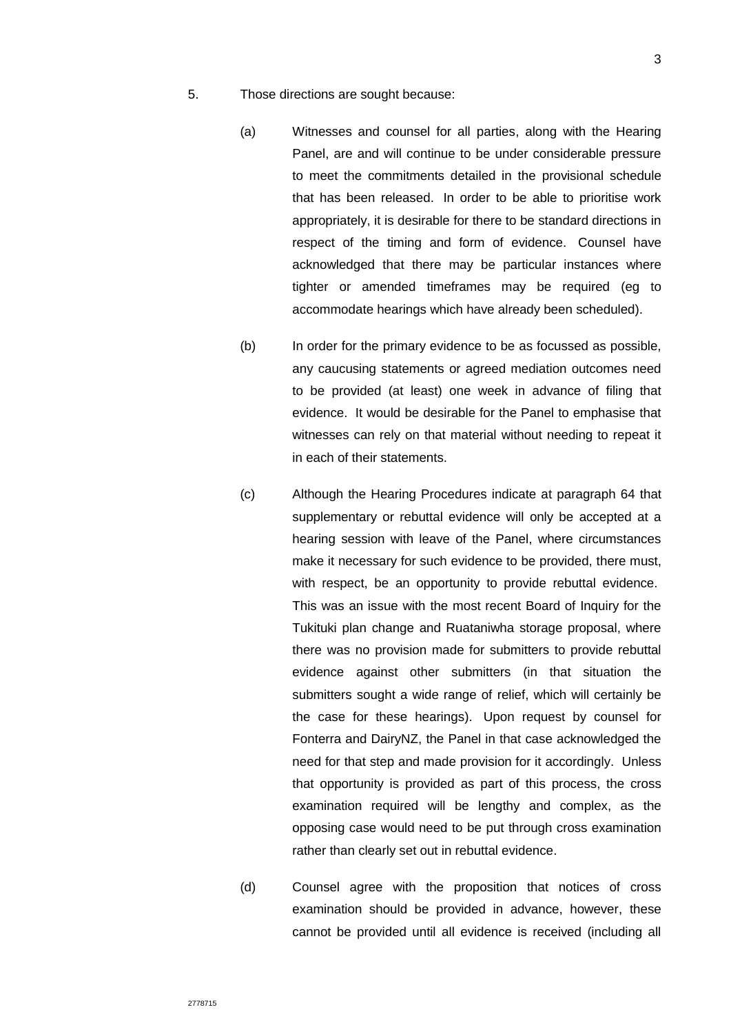5. Those directions are sought because:

   (a) Witnesses and counsel for all parties, along with the Hearing Panel, are and will continue to be under considerable pressure to meet the commitments detailed in the provisional schedule that has been released. In order to be able to prioritise work appropriately, it is desirable for there to be standard directions in respect of the timing and form of evidence. Counsel have acknowledged that there may be particular instances where tighter or amended timeframes may be required (eg to accommodate hearings which have already been scheduled).

   (b) In order for the primary evidence to be as focussed as possible, any caucusing statements or agreed mediation outcomes need to be provided (at least) one week in advance of filing that evidence. It would be desirable for the Panel to emphasise that witnesses can rely on that material without needing to repeat it in each of their statements.

   (c) Although the Hearing Procedures indicate at paragraph 64 that supplementary or rebuttal evidence will only be accepted at a hearing session with leave of the Panel, where circumstances make it necessary for such evidence to be provided, there must, with respect, be an opportunity to provide rebuttal evidence. This was an issue with the most recent Board of Inquiry for the Tukituki plan change and Ruataniwha storage proposal, where there was no provision made for submitters to provide rebuttal evidence against other submitters (in that situation the submitters sought a wide range of relief, which will certainly be the case for these hearings). Upon request by counsel for Fonterra and DairyNZ, the Panel in that case acknowledged the need for that step and made provision for it accordingly. Unless that opportunity is provided as part of this process, the cross examination required will be lengthy and complex, as the opposing case would need to be put through cross examination rather than clearly set out in rebuttal evidence.

   (d) Counsel agree with the proposition that notices of cross examination should be provided in advance, however, these cannot be provided until all evidence is received (including all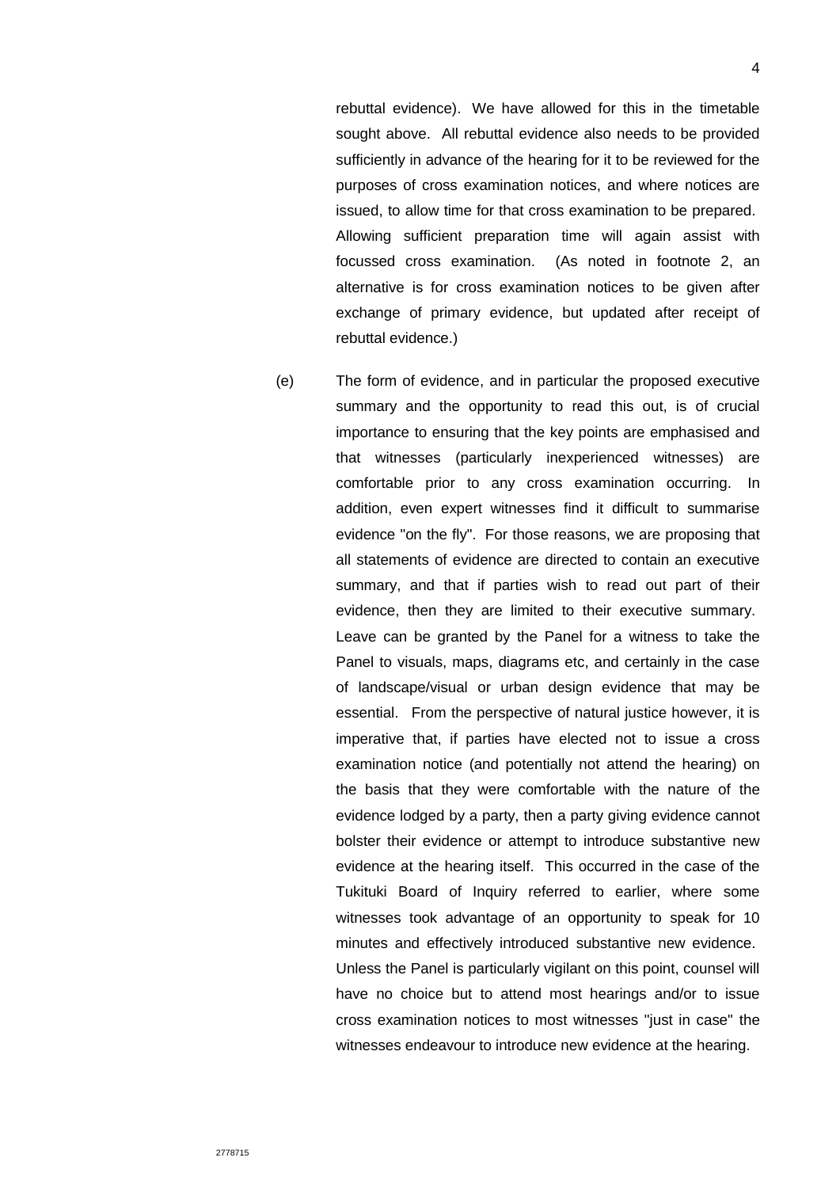rebuttal evidence). We have allowed for this in the timetable sought above. All rebuttal evidence also needs to be provided sufficiently in advance of the hearing for it to be reviewed for the purposes of cross examination notices, and where notices are issued, to allow time for that cross examination to be prepared. Allowing sufficient preparation time will again assist with focussed cross examination. (As noted in footnote 2, an alternative is for cross examination notices to be given after exchange of primary evidence, but updated after receipt of rebuttal evidence.)

(e) The form of evidence, and in particular the proposed executive summary and the opportunity to read this out, is of crucial importance to ensuring that the key points are emphasised and that witnesses (particularly inexperienced witnesses) are comfortable prior to any cross examination occurring. In addition, even expert witnesses find it difficult to summarise evidence "on the fly". For those reasons, we are proposing that all statements of evidence are directed to contain an executive summary, and that if parties wish to read out part of their evidence, then they are limited to their executive summary. Leave can be granted by the Panel for a witness to take the Panel to visuals, maps, diagrams etc, and certainly in the case of landscape/visual or urban design evidence that may be essential. From the perspective of natural justice however, it is imperative that, if parties have elected not to issue a cross examination notice (and potentially not attend the hearing) on the basis that they were comfortable with the nature of the evidence lodged by a party, then a party giving evidence cannot bolster their evidence or attempt to introduce substantive new evidence at the hearing itself. This occurred in the case of the Tukituki Board of Inquiry referred to earlier, where some witnesses took advantage of an opportunity to speak for 10 minutes and effectively introduced substantive new evidence. Unless the Panel is particularly vigilant on this point, counsel will have no choice but to attend most hearings and/or to issue cross examination notices to most witnesses "just in case" the witnesses endeavour to introduce new evidence at the hearing.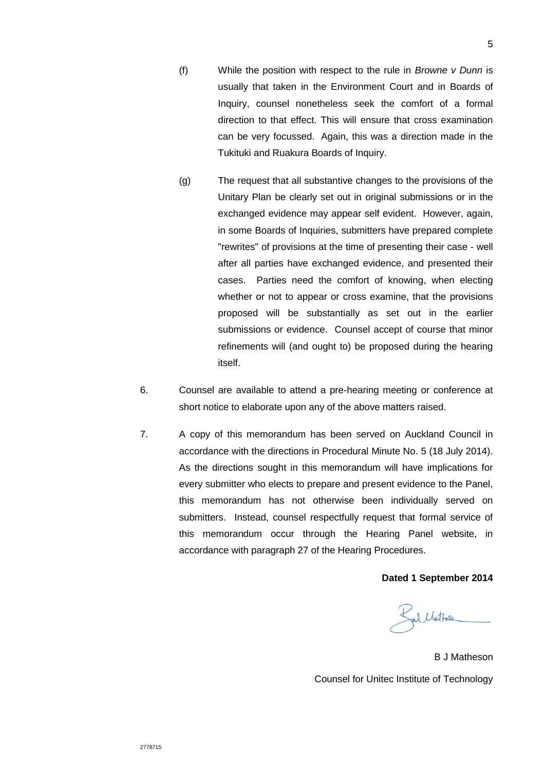(f) While the position with respect to the rule in *Browne v Dunn* is usually that taken in the Environment Court and in Boards of Inquiry, counsel nonetheless seek the comfort of a formal direction to that effect. This will ensure that cross examination can be very focussed. Again, this was a direction made in the Tukituki and Ruakura Boards of Inquiry.

(g) The request that all substantive changes to the provisions of the Unitary Plan be clearly set out in original submissions or in the exchanged evidence may appear self evident. However, again, in some Boards of Inquiries, submitters have prepared complete "rewrites" of provisions at the time of presenting their case - well after all parties have exchanged evidence, and presented their cases. Parties need the comfort of knowing, when electing whether or not to appear or cross examine, that the provisions proposed will be substantially as set out in the earlier submissions or evidence. Counsel accept of course that minor refinements will (and ought to) be proposed during the hearing itself.

6. Counsel are available to attend a pre-hearing meeting or conference at short notice to elaborate upon any of the above matters raised.

7. A copy of this memorandum has been served on Auckland Council in accordance with the directions in Procedural Minute No. 5 (18 July 2014). As the directions sought in this memorandum will have implications for every submitter who elects to prepare and present evidence to the Panel, this memorandum has not otherwise been individually served on submitters. Instead, counsel respectfully request that formal service of this memorandum occur through the Hearing Panel website, in accordance with paragraph 27 of the Hearing Procedures.

**Dated 1 September 2014**

B J Matheson

Counsel for Unitec Institute of Technology

2778715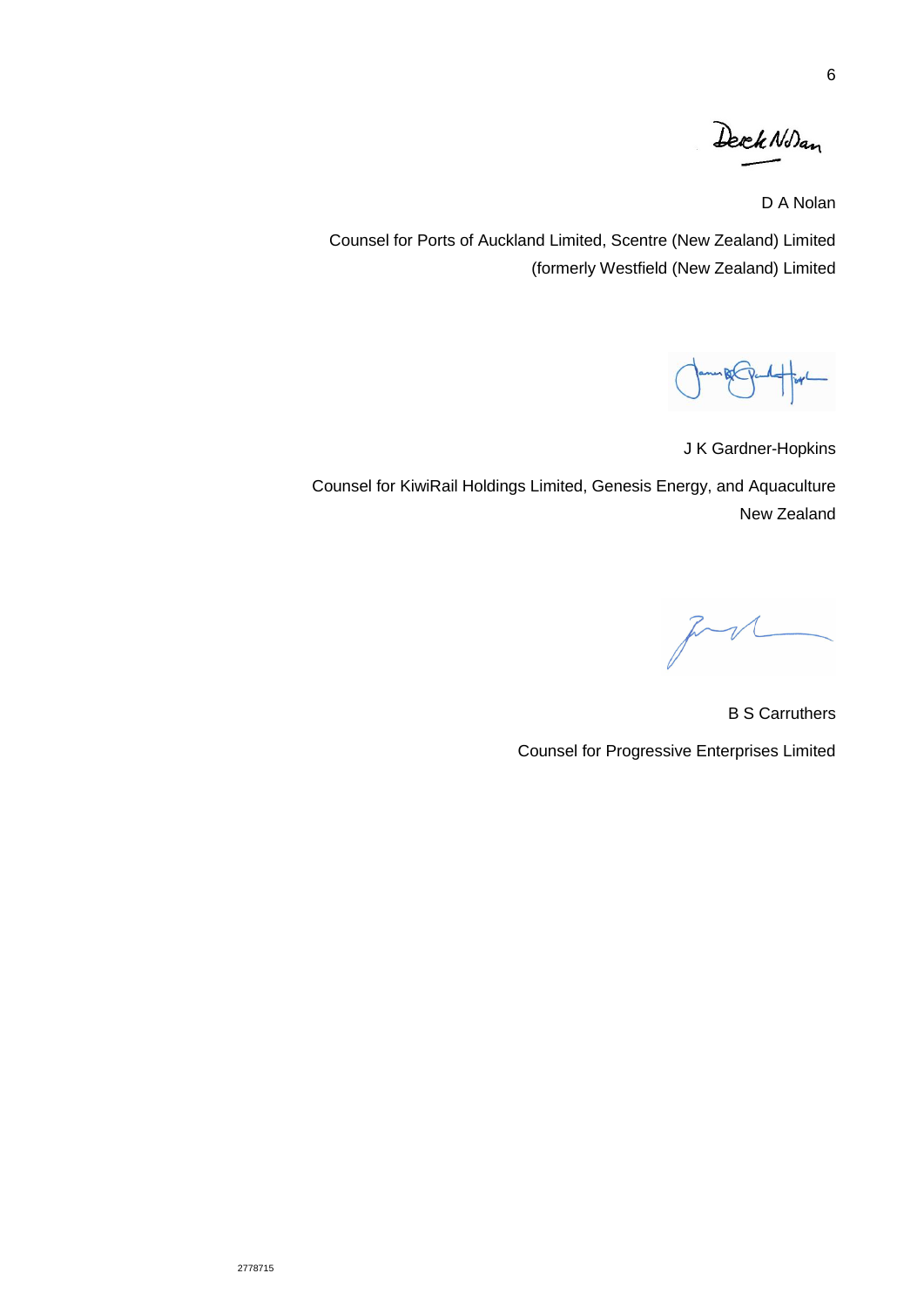D A Nolan

Counsel for Ports of Auckland Limited, Scentre (New Zealand) Limited (formerly Westfield (New Zealand) Limited

J K Gardner-Hopkins

Counsel for KiwiRail Holdings Limited, Genesis Energy, and Aquaculture New Zealand

B S Carruthers

Counsel for Progressive Enterprises Limited

2778715